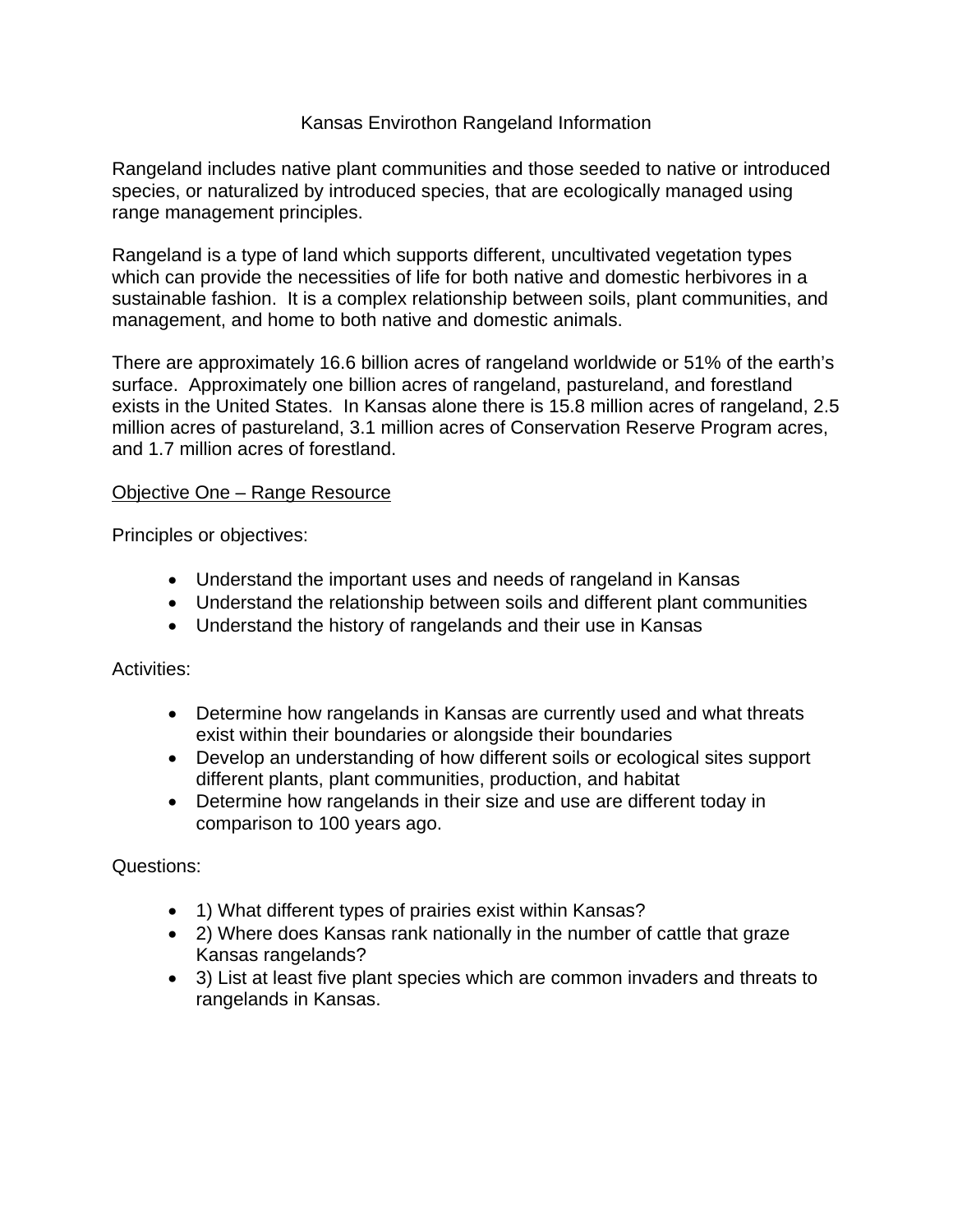# Kansas Envirothon Rangeland Information

Rangeland includes native plant communities and those seeded to native or introduced species, or naturalized by introduced species, that are ecologically managed using range management principles.

Rangeland is a type of land which supports different, uncultivated vegetation types which can provide the necessities of life for both native and domestic herbivores in a sustainable fashion. It is a complex relationship between soils, plant communities, and management, and home to both native and domestic animals.

There are approximately 16.6 billion acres of rangeland worldwide or 51% of the earth's surface. Approximately one billion acres of rangeland, pastureland, and forestland exists in the United States. In Kansas alone there is 15.8 million acres of rangeland, 2.5 million acres of pastureland, 3.1 million acres of Conservation Reserve Program acres, and 1.7 million acres of forestland.

## Objective One – Range Resource

Principles or objectives:

- Understand the important uses and needs of rangeland in Kansas
- Understand the relationship between soils and different plant communities
- Understand the history of rangelands and their use in Kansas

Activities:

- Determine how rangelands in Kansas are currently used and what threats exist within their boundaries or alongside their boundaries
- Develop an understanding of how different soils or ecological sites support different plants, plant communities, production, and habitat
- Determine how rangelands in their size and use are different today in comparison to 100 years ago.

Questions:

- 1) What different types of prairies exist within Kansas?
- 2) Where does Kansas rank nationally in the number of cattle that graze Kansas rangelands?
- 3) List at least five plant species which are common invaders and threats to rangelands in Kansas.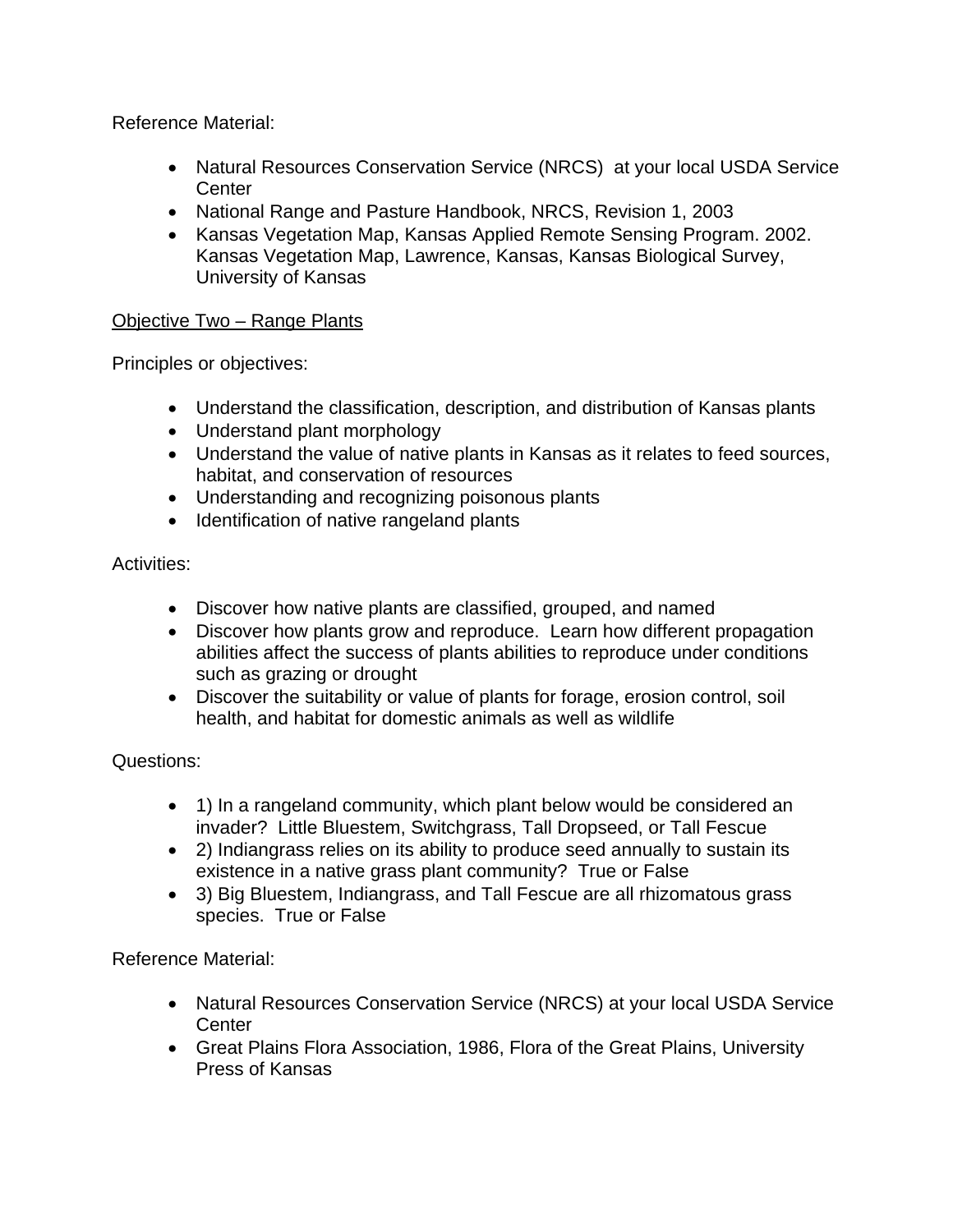Reference Material:

- Natural Resources Conservation Service (NRCS)  at your local USDA Service Center
- National Range and Pasture Handbook, NRCS, Revision 1, 2003
- Kansas Vegetation Map, Kansas Applied Remote Sensing Program. 2002. Kansas Vegetation Map, Lawrence, Kansas, Kansas Biological Survey, University of Kansas

<u>Objective Two – Range Plants</u>

Principles or objectives:

- Understand the classification, description, and distribution of Kansas plants
- Understand plant morphology
- Understand the value of native plants in Kansas as it relates to feed sources, habitat, and conservation of resources
- Understanding and recognizing poisonous plants
- Identification of native rangeland plants

Activities:

- Discover how native plants are classified, grouped, and named
- Discover how plants grow and reproduce.  Learn how different propagation abilities affect the success of plants abilities to reproduce under conditions such as grazing or drought
- Discover the suitability or value of plants for forage, erosion control, soil health, and habitat for domestic animals as well as wildlife

Questions:

- 1) In a rangeland community, which plant below would be considered an invader?  Little Bluestem, Switchgrass, Tall Dropseed, or Tall Fescue
- 2) Indiangrass relies on its ability to produce seed annually to sustain its existence in a native grass plant community?  True or False
- 3) Big Bluestem, Indiangrass, and Tall Fescue are all rhizomatous grass species.  True or False

Reference Material:

- Natural Resources Conservation Service (NRCS) at your local USDA Service Center
- Great Plains Flora Association, 1986, Flora of the Great Plains, University Press of Kansas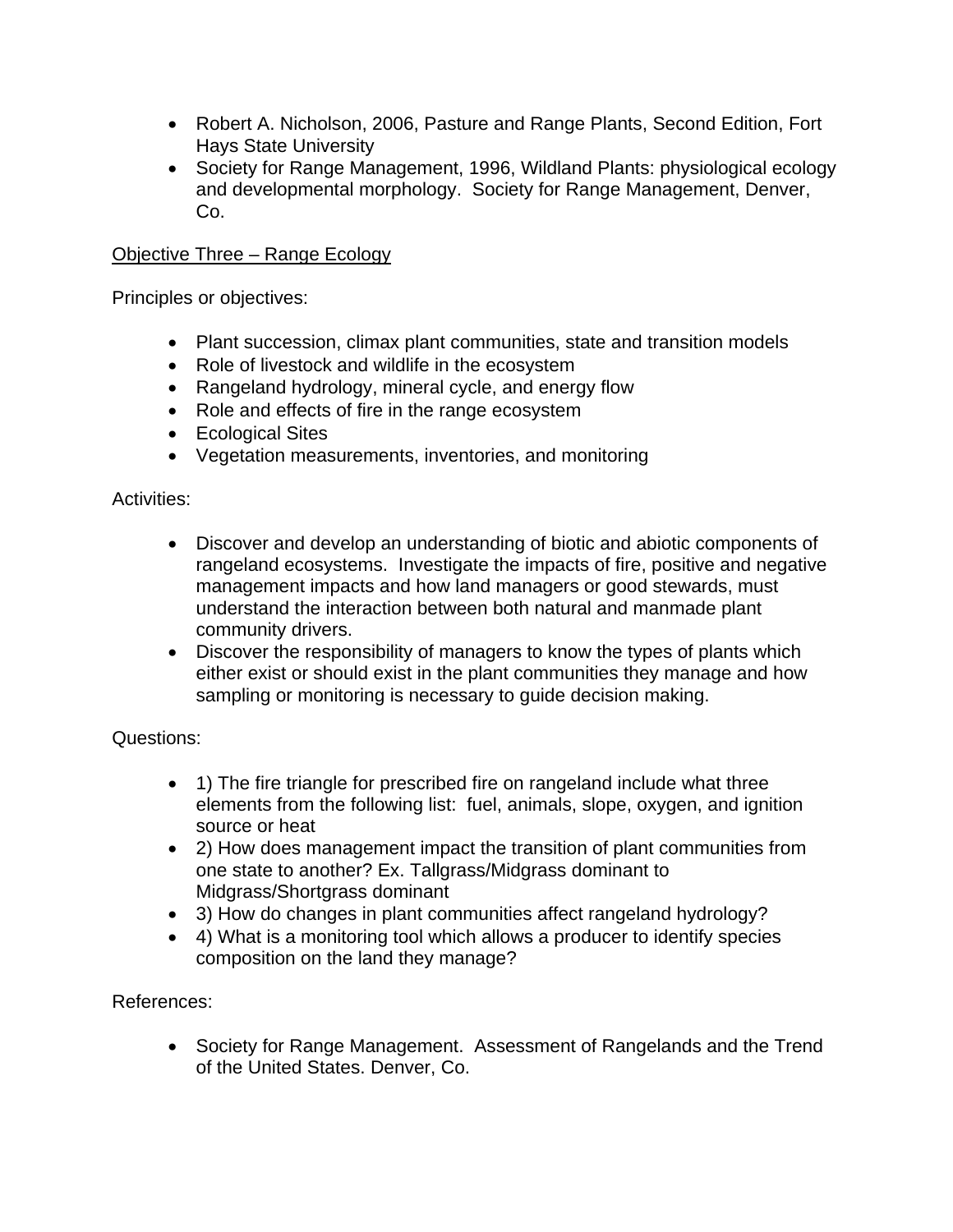- Robert A. Nicholson, 2006, Pasture and Range Plants, Second Edition, Fort Hays State University
- Society for Range Management, 1996, Wildland Plants: physiological ecology and developmental morphology. Society for Range Management, Denver, Co.

<u>Objective Three – Range Ecology</u>

Principles or objectives:

- Plant succession, climax plant communities, state and transition models
- Role of livestock and wildlife in the ecosystem
- Rangeland hydrology, mineral cycle, and energy flow
- Role and effects of fire in the range ecosystem
- Ecological Sites
- Vegetation measurements, inventories, and monitoring

Activities:

- Discover and develop an understanding of biotic and abiotic components of rangeland ecosystems. Investigate the impacts of fire, positive and negative management impacts and how land managers or good stewards, must understand the interaction between both natural and manmade plant community drivers.
- Discover the responsibility of managers to know the types of plants which either exist or should exist in the plant communities they manage and how sampling or monitoring is necessary to guide decision making.

Questions:

- 1) The fire triangle for prescribed fire on rangeland include what three elements from the following list: fuel, animals, slope, oxygen, and ignition source or heat
- 2) How does management impact the transition of plant communities from one state to another? Ex. Tallgrass/Midgrass dominant to Midgrass/Shortgrass dominant
- 3) How do changes in plant communities affect rangeland hydrology?
- 4) What is a monitoring tool which allows a producer to identify species composition on the land they manage?

References:

- Society for Range Management. Assessment of Rangelands and the Trend of the United States. Denver, Co.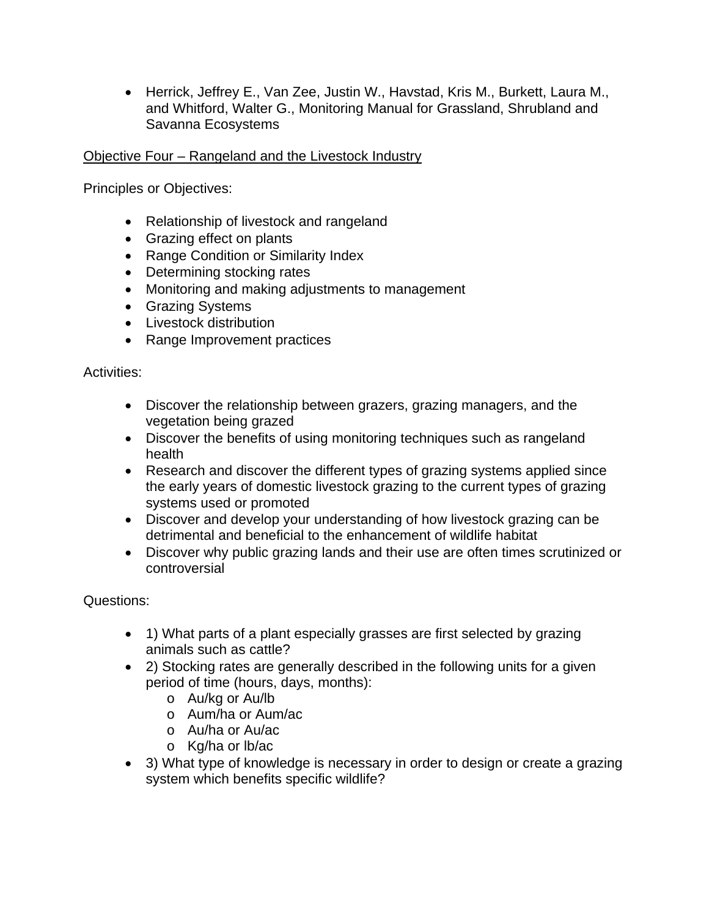- Herrick, Jeffrey E., Van Zee, Justin W., Havstad, Kris M., Burkett, Laura M., and Whitford, Walter G., Monitoring Manual for Grassland, Shrubland and Savanna Ecosystems

<u>Objective Four – Rangeland and the Livestock Industry</u>

Principles or Objectives:

- Relationship of livestock and rangeland
- Grazing effect on plants
- Range Condition or Similarity Index
- Determining stocking rates
- Monitoring and making adjustments to management
- Grazing Systems
- Livestock distribution
- Range Improvement practices

Activities:

- Discover the relationship between grazers, grazing managers, and the vegetation being grazed
- Discover the benefits of using monitoring techniques such as rangeland health
- Research and discover the different types of grazing systems applied since the early years of domestic livestock grazing to the current types of grazing systems used or promoted
- Discover and develop your understanding of how livestock grazing can be detrimental and beneficial to the enhancement of wildlife habitat
- Discover why public grazing lands and their use are often times scrutinized or controversial

Questions:

- 1) What parts of a plant especially grasses are first selected by grazing animals such as cattle?
- 2) Stocking rates are generally described in the following units for a given period of time (hours, days, months):
  - Au/kg or Au/lb
  - Aum/ha or Aum/ac
  - Au/ha or Au/ac
  - Kg/ha or lb/ac
- 3) What type of knowledge is necessary in order to design or create a grazing system which benefits specific wildlife?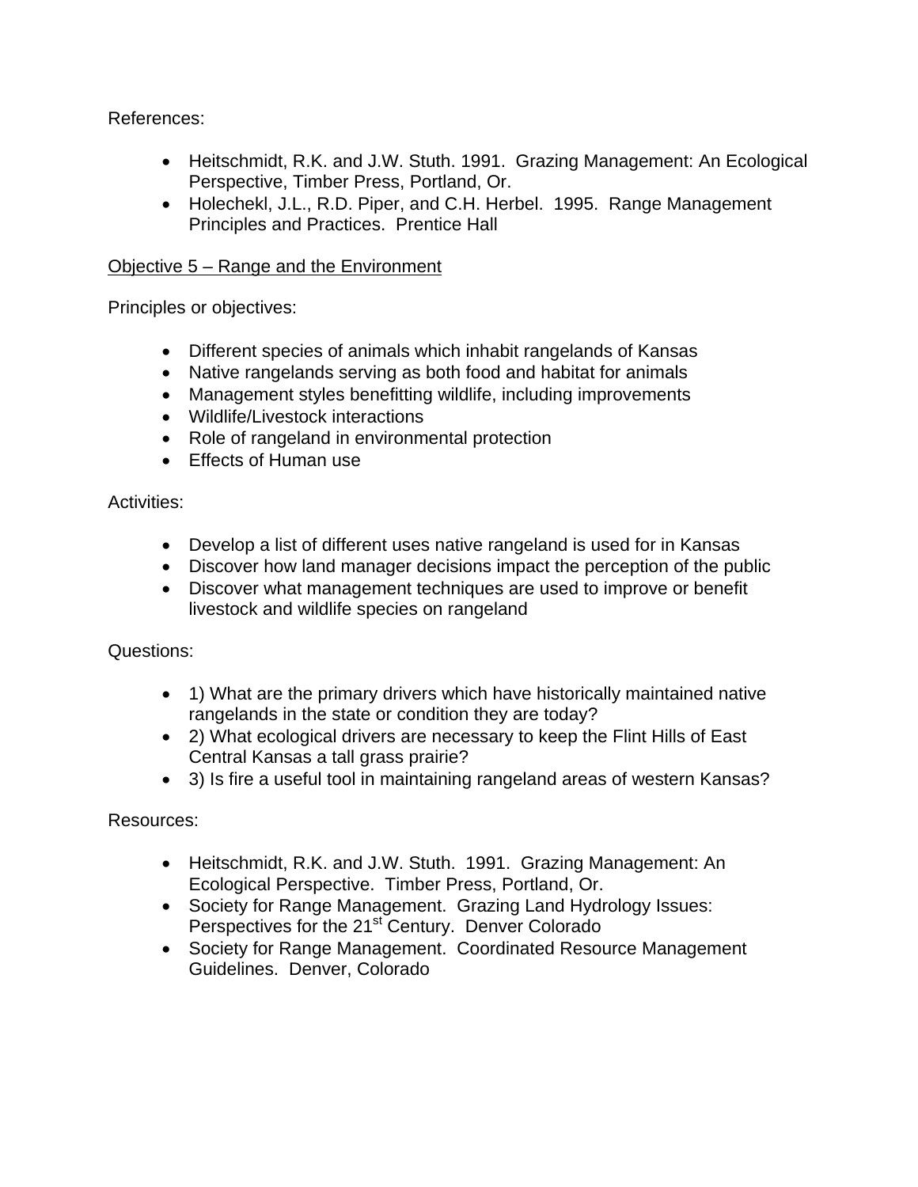References:

- Heitschmidt, R.K. and J.W. Stuth. 1991. Grazing Management: An Ecological Perspective, Timber Press, Portland, Or.
- Holechekl, J.L., R.D. Piper, and C.H. Herbel. 1995. Range Management Principles and Practices. Prentice Hall

<u>Objective 5 – Range and the Environment</u>

Principles or objectives:

- Different species of animals which inhabit rangelands of Kansas
- Native rangelands serving as both food and habitat for animals
- Management styles benefitting wildlife, including improvements
- Wildlife/Livestock interactions
- Role of rangeland in environmental protection
- Effects of Human use

Activities:

- Develop a list of different uses native rangeland is used for in Kansas
- Discover how land manager decisions impact the perception of the public
- Discover what management techniques are used to improve or benefit livestock and wildlife species on rangeland

Questions:

- 1) What are the primary drivers which have historically maintained native rangelands in the state or condition they are today?
- 2) What ecological drivers are necessary to keep the Flint Hills of East Central Kansas a tall grass prairie?
- 3) Is fire a useful tool in maintaining rangeland areas of western Kansas?

Resources:

- Heitschmidt, R.K. and J.W. Stuth. 1991. Grazing Management: An Ecological Perspective. Timber Press, Portland, Or.
- Society for Range Management. Grazing Land Hydrology Issues: Perspectives for the 21st Century. Denver Colorado
- Society for Range Management. Coordinated Resource Management Guidelines. Denver, Colorado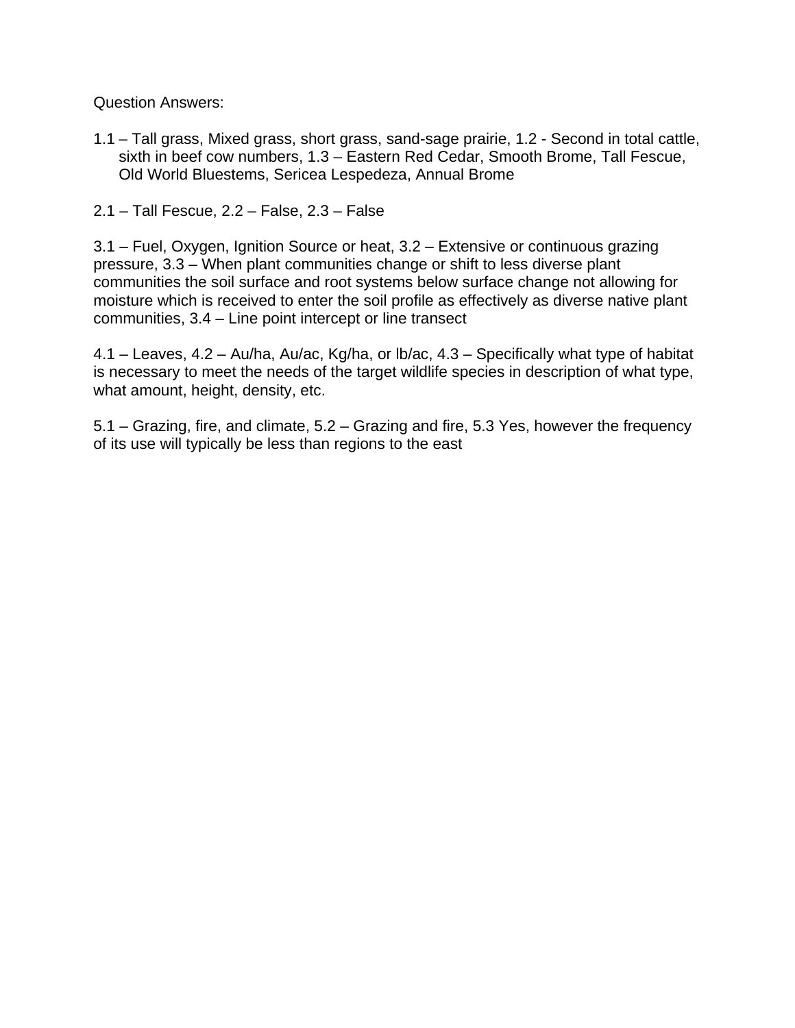Question Answers:

1.1 – Tall grass, Mixed grass, short grass, sand-sage prairie, 1.2 - Second in total cattle, sixth in beef cow numbers, 1.3 – Eastern Red Cedar, Smooth Brome, Tall Fescue, Old World Bluestems, Sericea Lespedeza, Annual Brome

2.1 – Tall Fescue, 2.2 – False, 2.3 – False

3.1 – Fuel, Oxygen, Ignition Source or heat, 3.2 – Extensive or continuous grazing pressure, 3.3 – When plant communities change or shift to less diverse plant communities the soil surface and root systems below surface change not allowing for moisture which is received to enter the soil profile as effectively as diverse native plant communities, 3.4 – Line point intercept or line transect

4.1 – Leaves, 4.2 – Au/ha, Au/ac, Kg/ha, or lb/ac, 4.3 – Specifically what type of habitat is necessary to meet the needs of the target wildlife species in description of what type, what amount, height, density, etc.

5.1 – Grazing, fire, and climate, 5.2 – Grazing and fire, 5.3 Yes, however the frequency of its use will typically be less than regions to the east